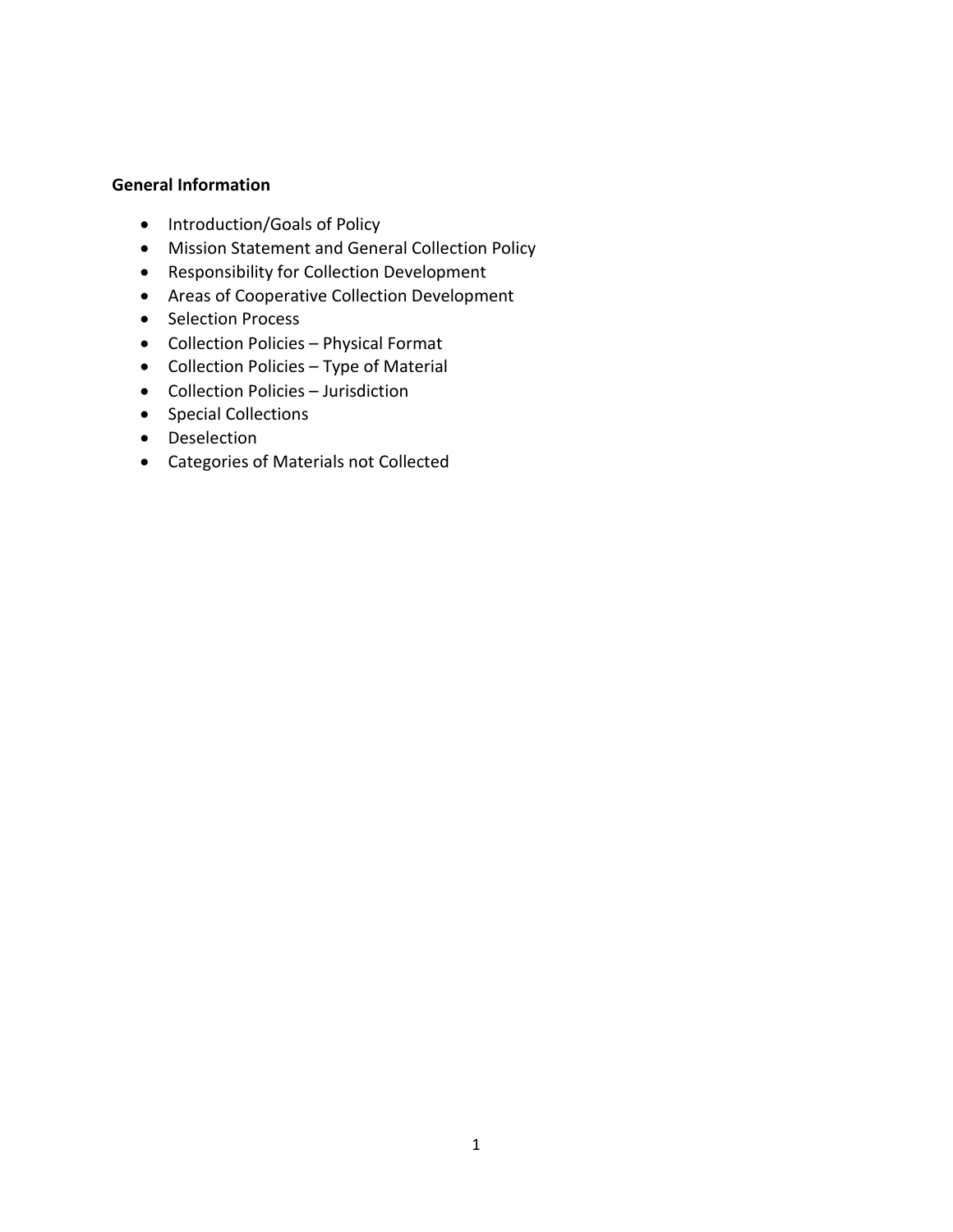**General Information**

- Introduction/Goals of Policy
- Mission Statement and General Collection Policy
- Responsibility for Collection Development
- Areas of Cooperative Collection Development
- Selection Process
- Collection Policies – Physical Format
- Collection Policies – Type of Material
- Collection Policies – Jurisdiction
- Special Collections
- Deselection
- Categories of Materials not Collected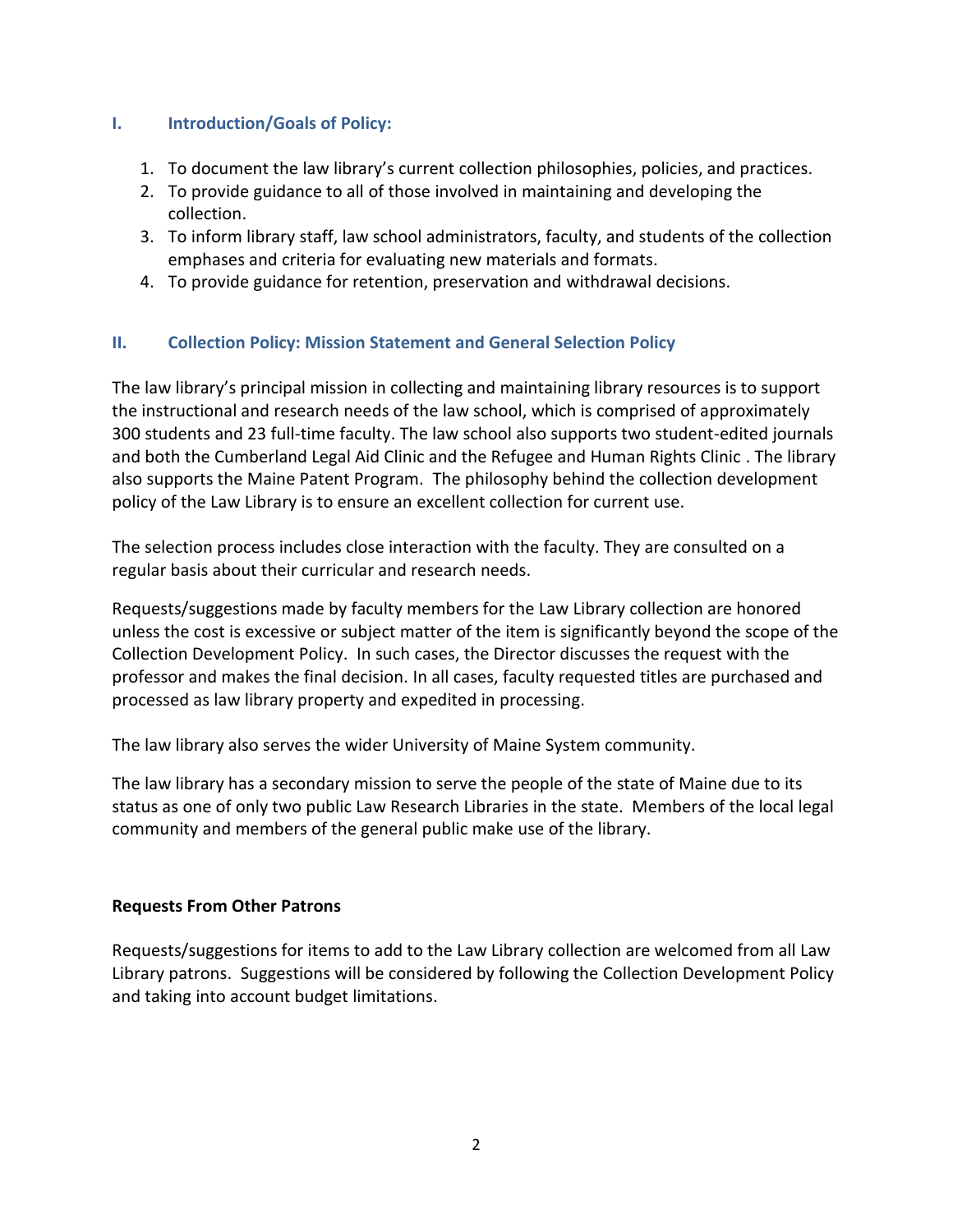## I. Introduction/Goals of Policy:

1. To document the law library's current collection philosophies, policies, and practices.
2. To provide guidance to all of those involved in maintaining and developing the collection.
3. To inform library staff, law school administrators, faculty, and students of the collection emphases and criteria for evaluating new materials and formats.
4. To provide guidance for retention, preservation and withdrawal decisions.

## II. Collection Policy: Mission Statement and General Selection Policy

The law library's principal mission in collecting and maintaining library resources is to support the instructional and research needs of the law school, which is comprised of approximately 300 students and 23 full-time faculty. The law school also supports two student-edited journals and both the Cumberland Legal Aid Clinic and the Refugee and Human Rights Clinic . The library also supports the Maine Patent Program. The philosophy behind the collection development policy of the Law Library is to ensure an excellent collection for current use.

The selection process includes close interaction with the faculty. They are consulted on a regular basis about their curricular and research needs.

Requests/suggestions made by faculty members for the Law Library collection are honored unless the cost is excessive or subject matter of the item is significantly beyond the scope of the Collection Development Policy. In such cases, the Director discusses the request with the professor and makes the final decision. In all cases, faculty requested titles are purchased and processed as law library property and expedited in processing.

The law library also serves the wider University of Maine System community.

The law library has a secondary mission to serve the people of the state of Maine due to its status as one of only two public Law Research Libraries in the state. Members of the local legal community and members of the general public make use of the library.

**Requests From Other Patrons**

Requests/suggestions for items to add to the Law Library collection are welcomed from all Law Library patrons. Suggestions will be considered by following the Collection Development Policy and taking into account budget limitations.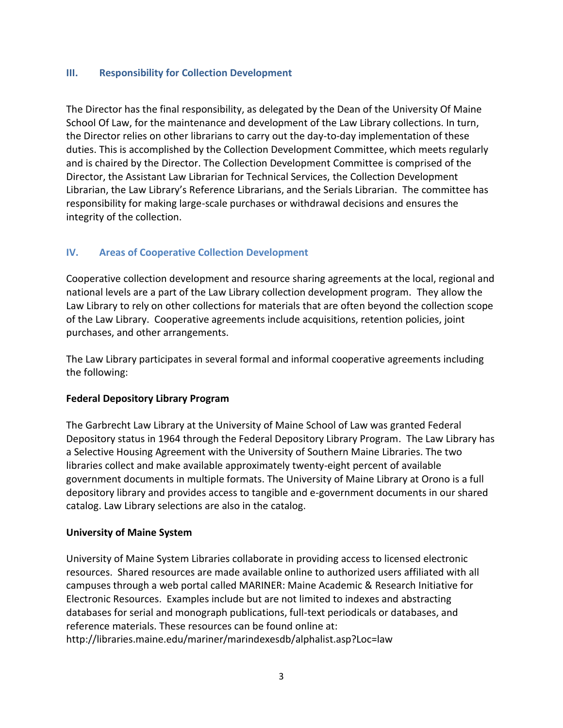## III. Responsibility for Collection Development

The Director has the final responsibility, as delegated by the Dean of the University Of Maine School Of Law, for the maintenance and development of the Law Library collections. In turn, the Director relies on other librarians to carry out the day-to-day implementation of these duties. This is accomplished by the Collection Development Committee, which meets regularly and is chaired by the Director. The Collection Development Committee is comprised of the Director, the Assistant Law Librarian for Technical Services, the Collection Development Librarian, the Law Library's Reference Librarians, and the Serials Librarian. The committee has responsibility for making large-scale purchases or withdrawal decisions and ensures the integrity of the collection.

## IV. Areas of Cooperative Collection Development

Cooperative collection development and resource sharing agreements at the local, regional and national levels are a part of the Law Library collection development program. They allow the Law Library to rely on other collections for materials that are often beyond the collection scope of the Law Library. Cooperative agreements include acquisitions, retention policies, joint purchases, and other arrangements.

The Law Library participates in several formal and informal cooperative agreements including the following:

**Federal Depository Library Program**

The Garbrecht Law Library at the University of Maine School of Law was granted Federal Depository status in 1964 through the Federal Depository Library Program. The Law Library has a Selective Housing Agreement with the University of Southern Maine Libraries. The two libraries collect and make available approximately twenty-eight percent of available government documents in multiple formats. The University of Maine Library at Orono is a full depository library and provides access to tangible and e-government documents in our shared catalog. Law Library selections are also in the catalog.

**University of Maine System**

University of Maine System Libraries collaborate in providing access to licensed electronic resources. Shared resources are made available online to authorized users affiliated with all campuses through a web portal called MARINER: Maine Academic & Research Initiative for Electronic Resources. Examples include but are not limited to indexes and abstracting databases for serial and monograph publications, full-text periodicals or databases, and reference materials. These resources can be found online at:
http://libraries.maine.edu/mariner/marindexesdb/alphalist.asp?Loc=law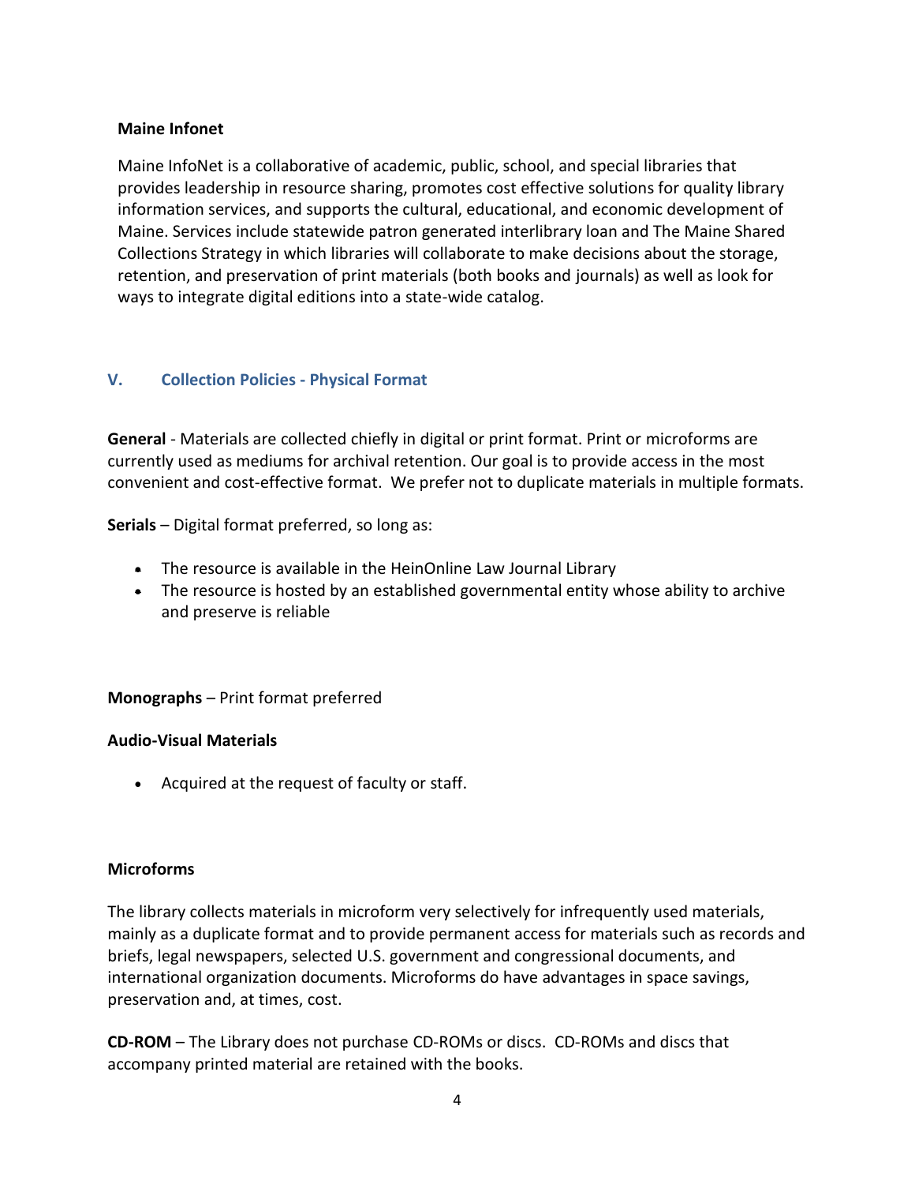**Maine Infonet**

Maine InfoNet is a collaborative of academic, public, school, and special libraries that provides leadership in resource sharing, promotes cost effective solutions for quality library information services, and supports the cultural, educational, and economic development of Maine. Services include statewide patron generated interlibrary loan and The Maine Shared Collections Strategy in which libraries will collaborate to make decisions about the storage, retention, and preservation of print materials (both books and journals) as well as look for ways to integrate digital editions into a state-wide catalog.

## V. Collection Policies - Physical Format

**General** - Materials are collected chiefly in digital or print format. Print or microforms are currently used as mediums for archival retention. Our goal is to provide access in the most convenient and cost-effective format. We prefer not to duplicate materials in multiple formats.

**Serials** – Digital format preferred, so long as:

- The resource is available in the HeinOnline Law Journal Library
- The resource is hosted by an established governmental entity whose ability to archive and preserve is reliable

**Monographs** – Print format preferred

**Audio-Visual Materials**

- Acquired at the request of faculty or staff.

**Microforms**

The library collects materials in microform very selectively for infrequently used materials, mainly as a duplicate format and to provide permanent access for materials such as records and briefs, legal newspapers, selected U.S. government and congressional documents, and international organization documents. Microforms do have advantages in space savings, preservation and, at times, cost.

**CD-ROM** – The Library does not purchase CD-ROMs or discs. CD-ROMs and discs that accompany printed material are retained with the books.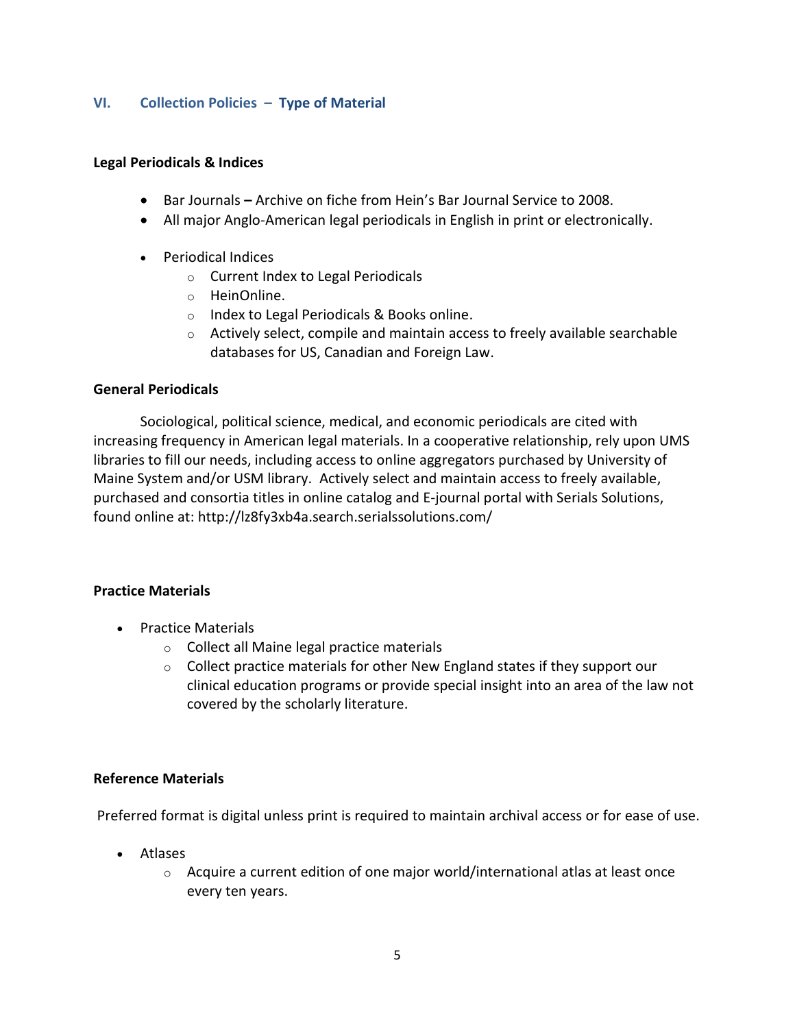## VI. Collection Policies – Type of Material

### Legal Periodicals & Indices

- Bar Journals **–** Archive on fiche from Hein's Bar Journal Service to 2008.
- All major Anglo-American legal periodicals in English in print or electronically.

- Periodical Indices
  - Current Index to Legal Periodicals
  - HeinOnline.
  - Index to Legal Periodicals & Books online.
  - Actively select, compile and maintain access to freely available searchable databases for US, Canadian and Foreign Law.

### General Periodicals

Sociological, political science, medical, and economic periodicals are cited with increasing frequency in American legal materials. In a cooperative relationship, rely upon UMS libraries to fill our needs, including access to online aggregators purchased by University of Maine System and/or USM library. Actively select and maintain access to freely available, purchased and consortia titles in online catalog and E-journal portal with Serials Solutions, found online at: http://lz8fy3xb4a.search.serialssolutions.com/

### Practice Materials

- Practice Materials
  - Collect all Maine legal practice materials
  - Collect practice materials for other New England states if they support our clinical education programs or provide special insight into an area of the law not covered by the scholarly literature.

### Reference Materials

Preferred format is digital unless print is required to maintain archival access or for ease of use.

- Atlases
  - Acquire a current edition of one major world/international atlas at least once every ten years.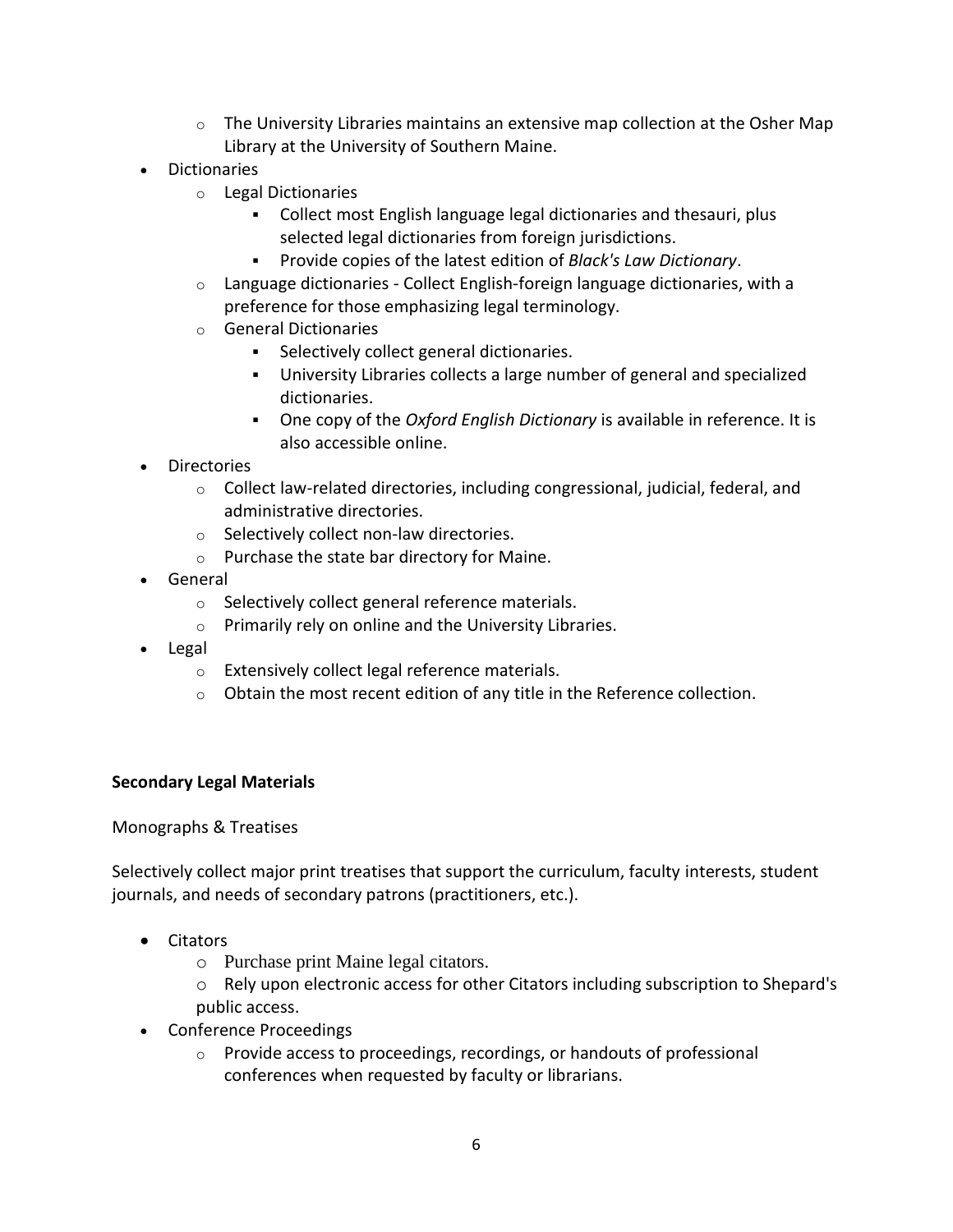- The University Libraries maintains an extensive map collection at the Osher Map Library at the University of Southern Maine.
- Dictionaries
    - Legal Dictionaries
        - Collect most English language legal dictionaries and thesauri, plus selected legal dictionaries from foreign jurisdictions.
        - Provide copies of the latest edition of *Black's Law Dictionary*.
    - Language dictionaries - Collect English-foreign language dictionaries, with a preference for those emphasizing legal terminology.
    - General Dictionaries
        - Selectively collect general dictionaries.
        - University Libraries collects a large number of general and specialized dictionaries.
        - One copy of the *Oxford English Dictionary* is available in reference. It is also accessible online.
- Directories
    - Collect law-related directories, including congressional, judicial, federal, and administrative directories.
    - Selectively collect non-law directories.
    - Purchase the state bar directory for Maine.
- General
    - Selectively collect general reference materials.
    - Primarily rely on online and the University Libraries.
- Legal
    - Extensively collect legal reference materials.
    - Obtain the most recent edition of any title in the Reference collection.

**Secondary Legal Materials**

Monographs & Treatises

Selectively collect major print treatises that support the curriculum, faculty interests, student journals, and needs of secondary patrons (practitioners, etc.).

- Citators
    - Purchase print Maine legal citators.
    - Rely upon electronic access for other Citators including subscription to Shepard's public access.
- Conference Proceedings
    - Provide access to proceedings, recordings, or handouts of professional conferences when requested by faculty or librarians.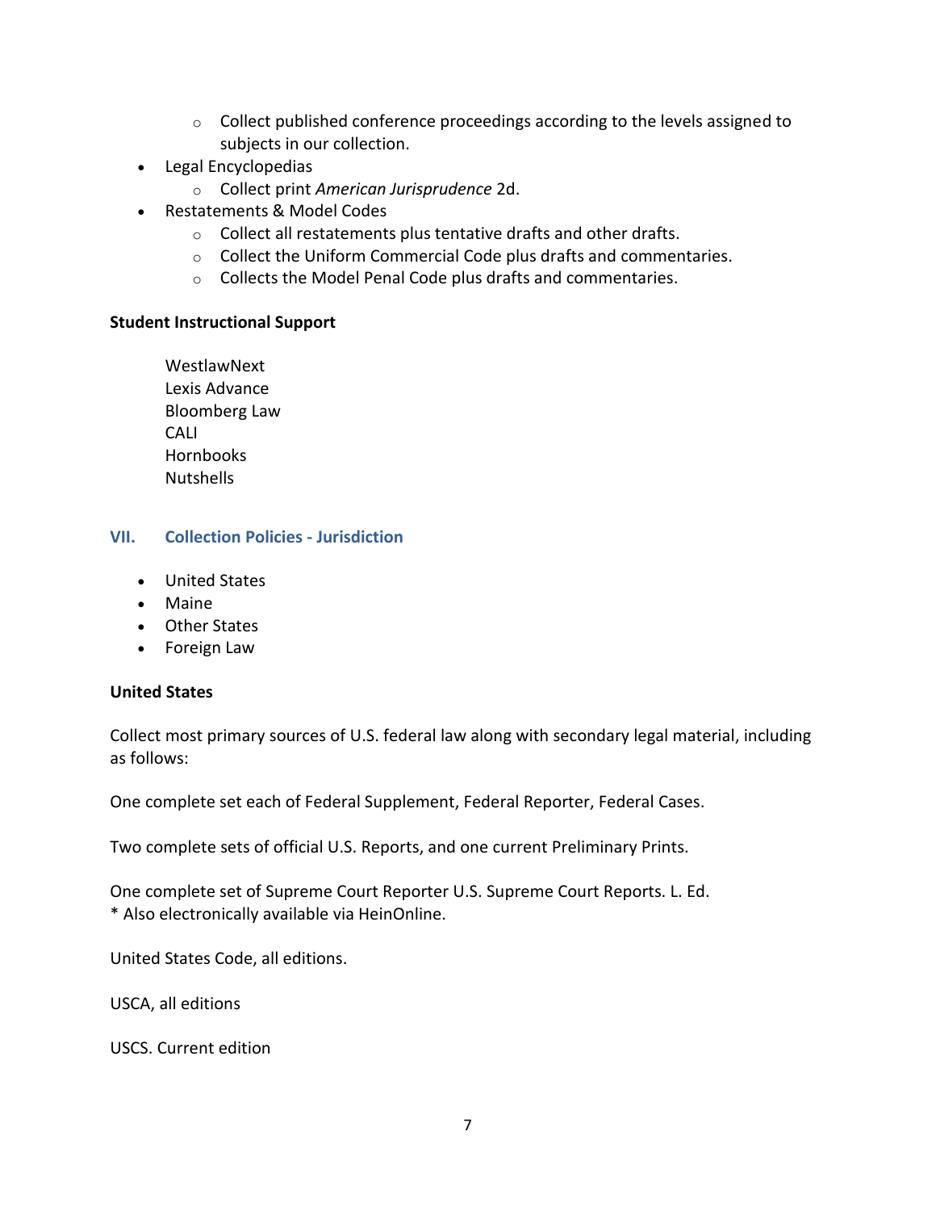- Collect published conference proceedings according to the levels assigned to subjects in our collection.
- Legal Encyclopedias
    - Collect print *American Jurisprudence* 2d.
- Restatements & Model Codes
    - Collect all restatements plus tentative drafts and other drafts.
    - Collect the Uniform Commercial Code plus drafts and commentaries.
    - Collects the Model Penal Code plus drafts and commentaries.

**Student Instructional Support**

WestlawNext
Lexis Advance
Bloomberg Law
CALI
Hornbooks
Nutshells

## VII. Collection Policies - Jurisdiction

- United States
- Maine
- Other States
- Foreign Law

**United States**

Collect most primary sources of U.S. federal law along with secondary legal material, including as follows:

One complete set each of Federal Supplement, Federal Reporter, Federal Cases.

Two complete sets of official U.S. Reports, and one current Preliminary Prints.

One complete set of Supreme Court Reporter U.S. Supreme Court Reports. L. Ed.
* Also electronically available via HeinOnline.

United States Code, all editions.

USCA, all editions

USCS. Current edition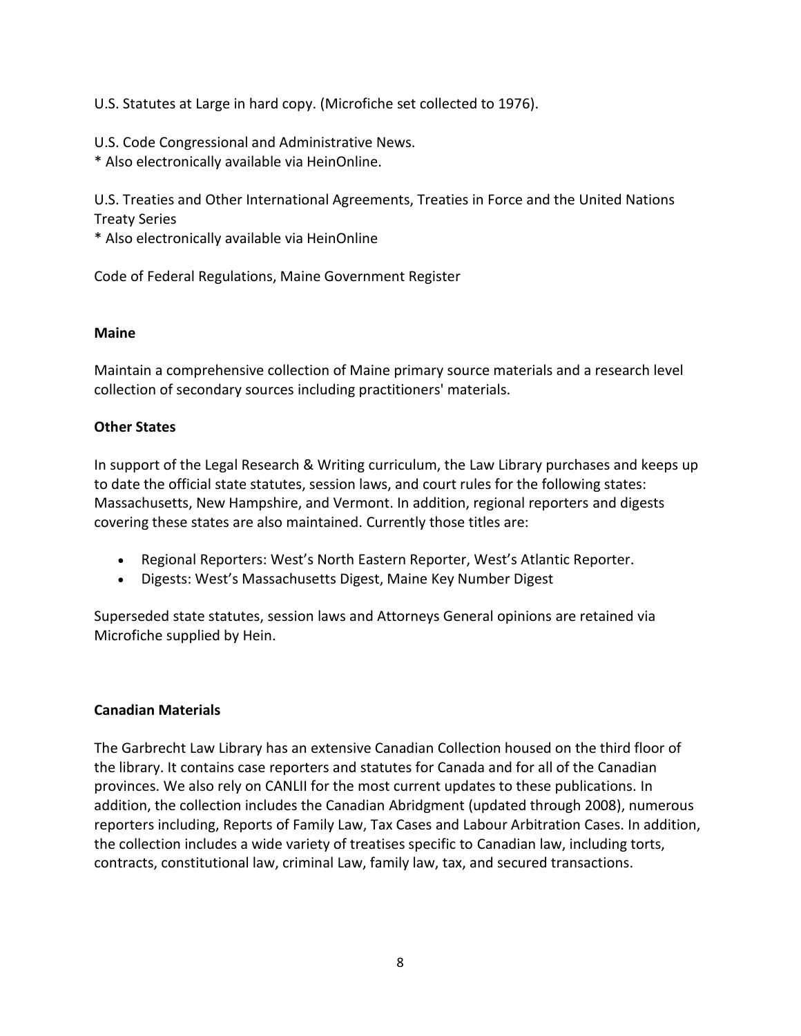U.S. Statutes at Large in hard copy. (Microfiche set collected to 1976).

U.S. Code Congressional and Administrative News.
* Also electronically available via HeinOnline.

U.S. Treaties and Other International Agreements, Treaties in Force and the United Nations Treaty Series
* Also electronically available via HeinOnline

Code of Federal Regulations, Maine Government Register

**Maine**

Maintain a comprehensive collection of Maine primary source materials and a research level collection of secondary sources including practitioners' materials.

**Other States**

In support of the Legal Research & Writing curriculum, the Law Library purchases and keeps up to date the official state statutes, session laws, and court rules for the following states: Massachusetts, New Hampshire, and Vermont. In addition, regional reporters and digests covering these states are also maintained. Currently those titles are:

- Regional Reporters: West's North Eastern Reporter, West's Atlantic Reporter.
- Digests: West's Massachusetts Digest, Maine Key Number Digest

Superseded state statutes, session laws and Attorneys General opinions are retained via Microfiche supplied by Hein.

**Canadian Materials**

The Garbrecht Law Library has an extensive Canadian Collection housed on the third floor of the library. It contains case reporters and statutes for Canada and for all of the Canadian provinces. We also rely on CANLII for the most current updates to these publications. In addition, the collection includes the Canadian Abridgment (updated through 2008), numerous reporters including, Reports of Family Law, Tax Cases and Labour Arbitration Cases. In addition, the collection includes a wide variety of treatises specific to Canadian law, including torts, contracts, constitutional law, criminal Law, family law, tax, and secured transactions.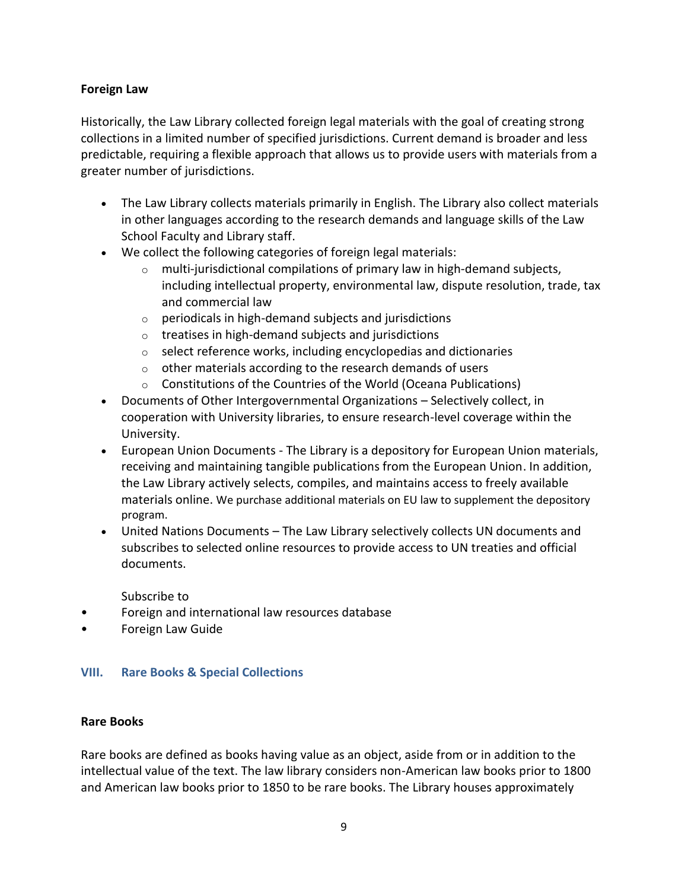**Foreign Law**

Historically, the Law Library collected foreign legal materials with the goal of creating strong collections in a limited number of specified jurisdictions. Current demand is broader and less predictable, requiring a flexible approach that allows us to provide users with materials from a greater number of jurisdictions.

- The Law Library collects materials primarily in English. The Library also collect materials in other languages according to the research demands and language skills of the Law School Faculty and Library staff.
- We collect the following categories of foreign legal materials:
  - multi-jurisdictional compilations of primary law in high-demand subjects, including intellectual property, environmental law, dispute resolution, trade, tax and commercial law
  - periodicals in high-demand subjects and jurisdictions
  - treatises in high-demand subjects and jurisdictions
  - select reference works, including encyclopedias and dictionaries
  - other materials according to the research demands of users
  - Constitutions of the Countries of the World (Oceana Publications)
- Documents of Other Intergovernmental Organizations – Selectively collect, in cooperation with University libraries, to ensure research-level coverage within the University.
- European Union Documents - The Library is a depository for European Union materials, receiving and maintaining tangible publications from the European Union. In addition, the Law Library actively selects, compiles, and maintains access to freely available materials online. We purchase additional materials on EU law to supplement the depository program.
- United Nations Documents – The Law Library selectively collects UN documents and subscribes to selected online resources to provide access to UN treaties and official documents.

  Subscribe to

- Foreign and international law resources database
- Foreign Law Guide

## VIII. Rare Books & Special Collections

**Rare Books**

Rare books are defined as books having value as an object, aside from or in addition to the intellectual value of the text. The law library considers non-American law books prior to 1800 and American law books prior to 1850 to be rare books. The Library houses approximately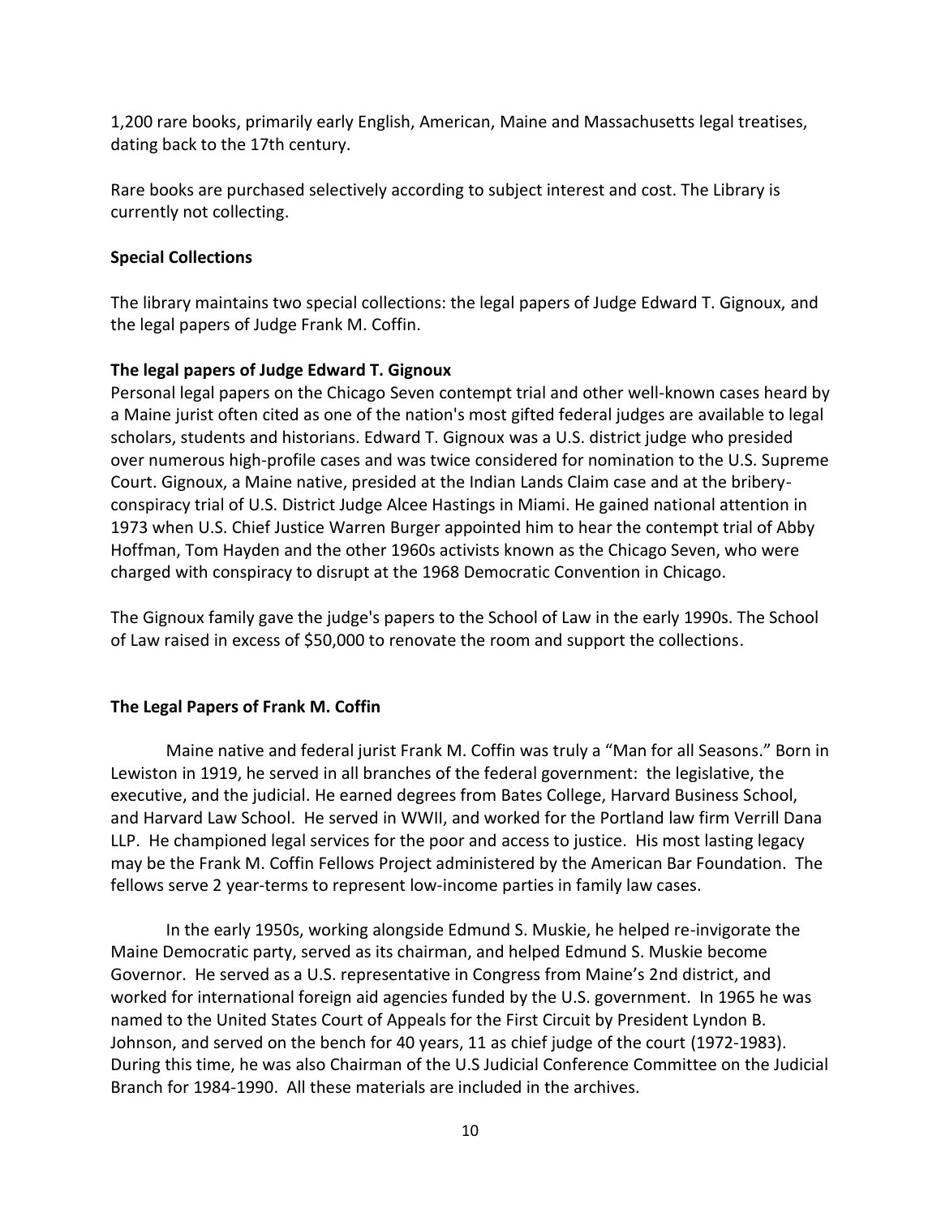1,200 rare books, primarily early English, American, Maine and Massachusetts legal treatises, dating back to the 17th century.

Rare books are purchased selectively according to subject interest and cost. The Library is currently not collecting.

**Special Collections**

The library maintains two special collections: the legal papers of Judge Edward T. Gignoux, and the legal papers of Judge Frank M. Coffin.

**The legal papers of Judge Edward T. Gignoux**

Personal legal papers on the Chicago Seven contempt trial and other well-known cases heard by a Maine jurist often cited as one of the nation's most gifted federal judges are available to legal scholars, students and historians. Edward T. Gignoux was a U.S. district judge who presided over numerous high-profile cases and was twice considered for nomination to the U.S. Supreme Court. Gignoux, a Maine native, presided at the Indian Lands Claim case and at the bribery-conspiracy trial of U.S. District Judge Alcee Hastings in Miami. He gained national attention in 1973 when U.S. Chief Justice Warren Burger appointed him to hear the contempt trial of Abby Hoffman, Tom Hayden and the other 1960s activists known as the Chicago Seven, who were charged with conspiracy to disrupt at the 1968 Democratic Convention in Chicago.

The Gignoux family gave the judge's papers to the School of Law in the early 1990s. The School of Law raised in excess of $50,000 to renovate the room and support the collections.

**The Legal Papers of Frank M. Coffin**

Maine native and federal jurist Frank M. Coffin was truly a "Man for all Seasons." Born in Lewiston in 1919, he served in all branches of the federal government: the legislative, the executive, and the judicial. He earned degrees from Bates College, Harvard Business School, and Harvard Law School. He served in WWII, and worked for the Portland law firm Verrill Dana LLP. He championed legal services for the poor and access to justice. His most lasting legacy may be the Frank M. Coffin Fellows Project administered by the American Bar Foundation. The fellows serve 2 year-terms to represent low-income parties in family law cases.

In the early 1950s, working alongside Edmund S. Muskie, he helped re-invigorate the Maine Democratic party, served as its chairman, and helped Edmund S. Muskie become Governor. He served as a U.S. representative in Congress from Maine's 2nd district, and worked for international foreign aid agencies funded by the U.S. government. In 1965 he was named to the United States Court of Appeals for the First Circuit by President Lyndon B. Johnson, and served on the bench for 40 years, 11 as chief judge of the court (1972-1983). During this time, he was also Chairman of the U.S Judicial Conference Committee on the Judicial Branch for 1984-1990. All these materials are included in the archives.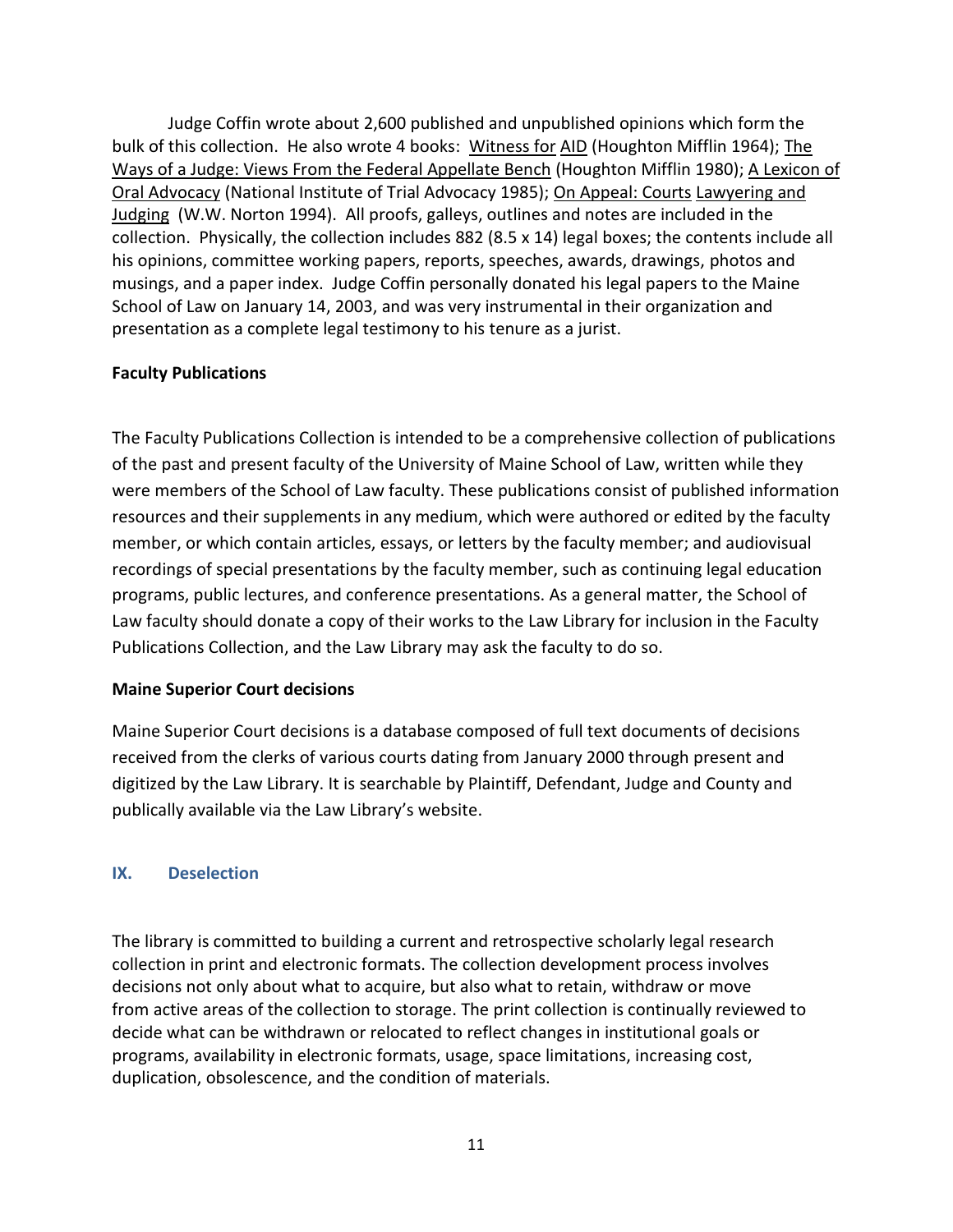Judge Coffin wrote about 2,600 published and unpublished opinions which form the bulk of this collection. He also wrote 4 books: Witness for AID (Houghton Mifflin 1964); The Ways of a Judge: Views From the Federal Appellate Bench (Houghton Mifflin 1980); A Lexicon of Oral Advocacy (National Institute of Trial Advocacy 1985); On Appeal: Courts Lawyering and Judging (W.W. Norton 1994). All proofs, galleys, outlines and notes are included in the collection. Physically, the collection includes 882 (8.5 x 14) legal boxes; the contents include all his opinions, committee working papers, reports, speeches, awards, drawings, photos and musings, and a paper index. Judge Coffin personally donated his legal papers to the Maine School of Law on January 14, 2003, and was very instrumental in their organization and presentation as a complete legal testimony to his tenure as a jurist.

**Faculty Publications**

The Faculty Publications Collection is intended to be a comprehensive collection of publications of the past and present faculty of the University of Maine School of Law, written while they were members of the School of Law faculty. These publications consist of published information resources and their supplements in any medium, which were authored or edited by the faculty member, or which contain articles, essays, or letters by the faculty member; and audiovisual recordings of special presentations by the faculty member, such as continuing legal education programs, public lectures, and conference presentations. As a general matter, the School of Law faculty should donate a copy of their works to the Law Library for inclusion in the Faculty Publications Collection, and the Law Library may ask the faculty to do so.

**Maine Superior Court decisions**

Maine Superior Court decisions is a database composed of full text documents of decisions received from the clerks of various courts dating from January 2000 through present and digitized by the Law Library. It is searchable by Plaintiff, Defendant, Judge and County and publically available via the Law Library's website.

## IX. Deselection

The library is committed to building a current and retrospective scholarly legal research collection in print and electronic formats. The collection development process involves decisions not only about what to acquire, but also what to retain, withdraw or move from active areas of the collection to storage. The print collection is continually reviewed to decide what can be withdrawn or relocated to reflect changes in institutional goals or programs, availability in electronic formats, usage, space limitations, increasing cost, duplication, obsolescence, and the condition of materials.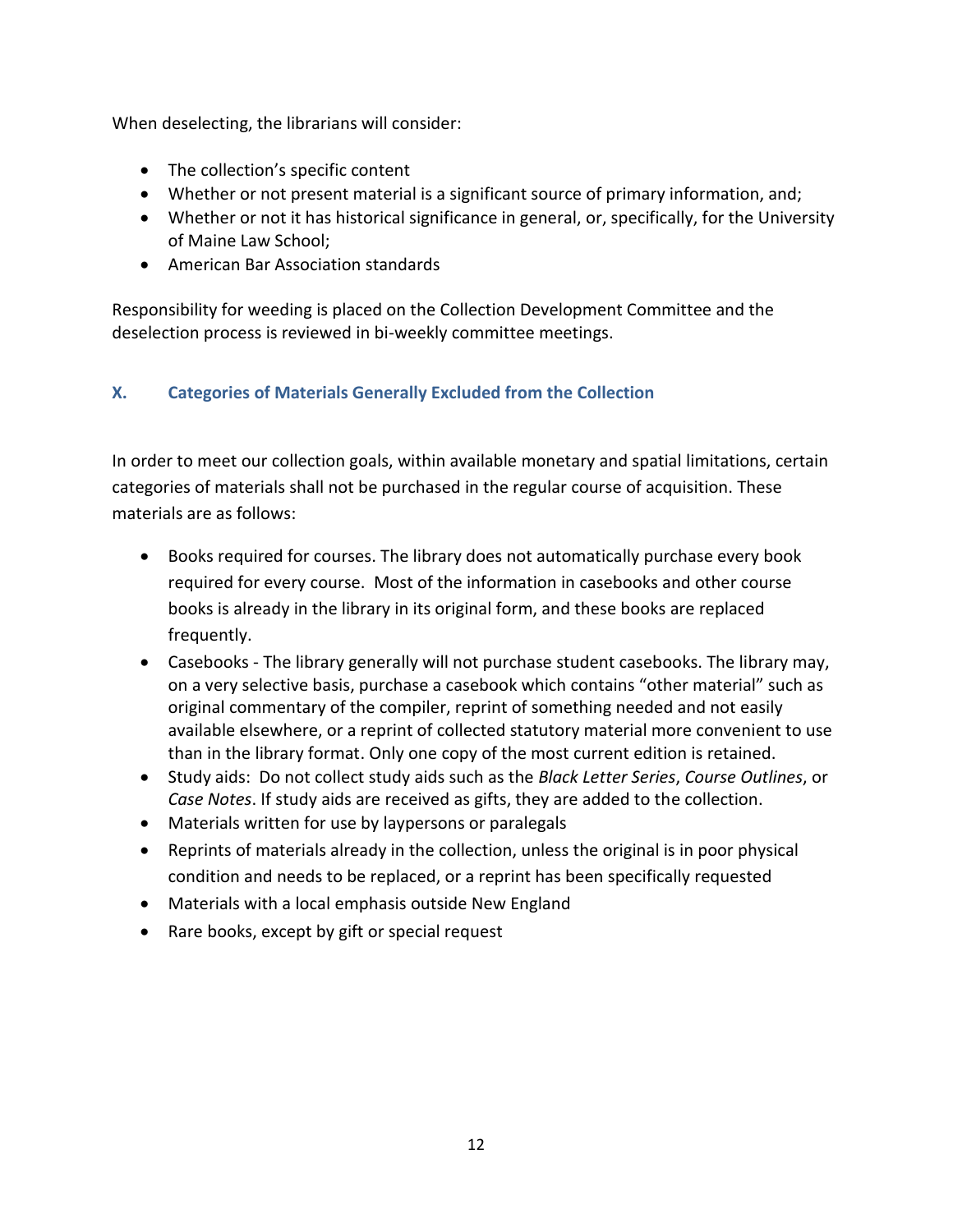When deselecting, the librarians will consider:

- The collection's specific content
- Whether or not present material is a significant source of primary information, and;
- Whether or not it has historical significance in general, or, specifically, for the University of Maine Law School;
- American Bar Association standards

Responsibility for weeding is placed on the Collection Development Committee and the deselection process is reviewed in bi-weekly committee meetings.

## X. Categories of Materials Generally Excluded from the Collection

In order to meet our collection goals, within available monetary and spatial limitations, certain categories of materials shall not be purchased in the regular course of acquisition. These materials are as follows:

- Books required for courses. The library does not automatically purchase every book required for every course. Most of the information in casebooks and other course books is already in the library in its original form, and these books are replaced frequently.
- Casebooks - The library generally will not purchase student casebooks. The library may, on a very selective basis, purchase a casebook which contains "other material" such as original commentary of the compiler, reprint of something needed and not easily available elsewhere, or a reprint of collected statutory material more convenient to use than in the library format. Only one copy of the most current edition is retained.
- Study aids: Do not collect study aids such as the *Black Letter Series*, *Course Outlines*, or *Case Notes*. If study aids are received as gifts, they are added to the collection.
- Materials written for use by laypersons or paralegals
- Reprints of materials already in the collection, unless the original is in poor physical condition and needs to be replaced, or a reprint has been specifically requested
- Materials with a local emphasis outside New England
- Rare books, except by gift or special request